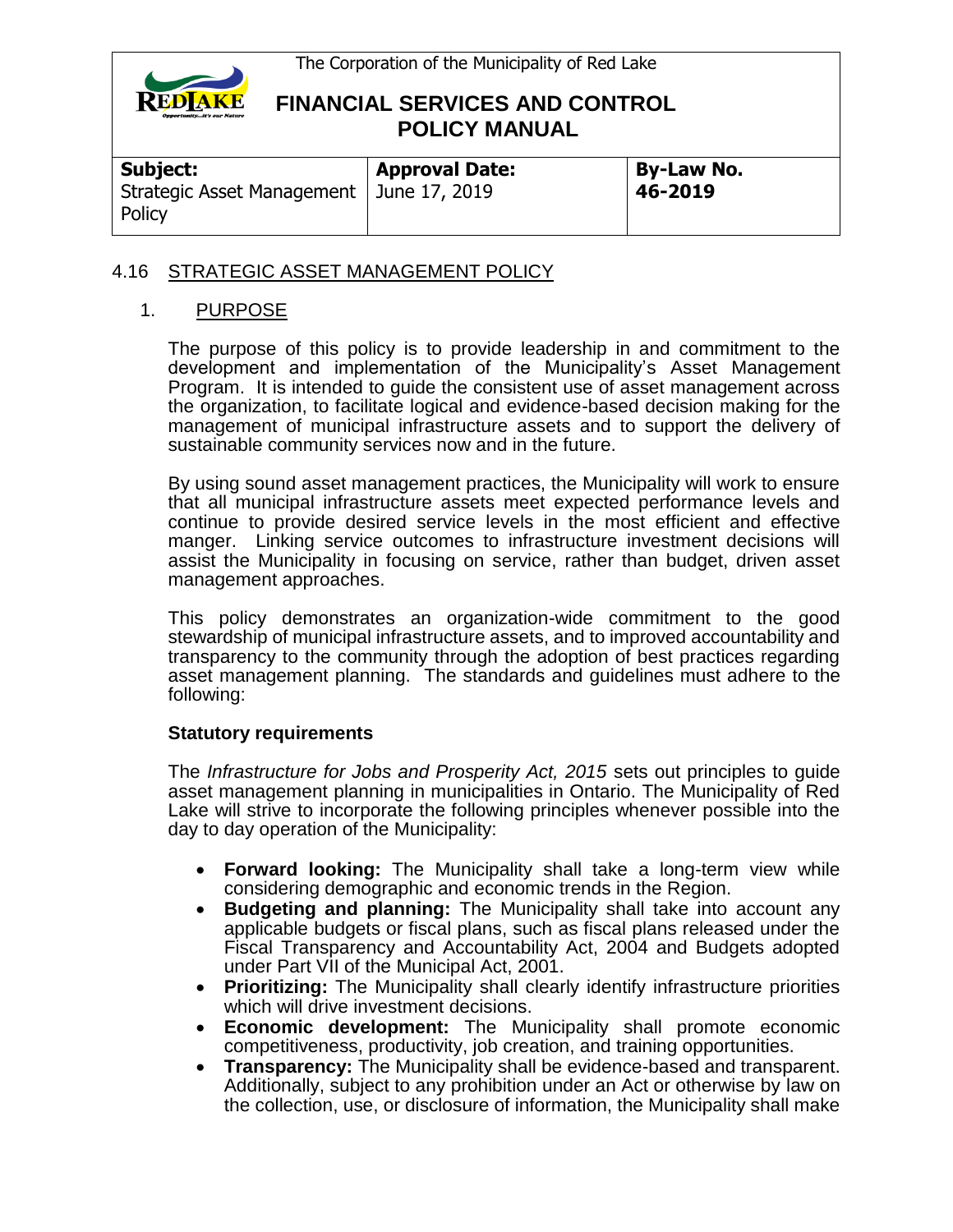The Corporation of the Municipality of Red Lake

# FINANCIAL SERVICES AND CONTROL POLICY MANUAL

| **Subject:** Strategic Asset Management Policy | **Approval Date:** June 17, 2019 | **By-Law No. 46-2019** |
|---|---|---|

## 4.16 STRATEGIC ASSET MANAGEMENT POLICY

### 1. PURPOSE

The purpose of this policy is to provide leadership in and commitment to the development and implementation of the Municipality's Asset Management Program. It is intended to guide the consistent use of asset management across the organization, to facilitate logical and evidence-based decision making for the management of municipal infrastructure assets and to support the delivery of sustainable community services now and in the future.

By using sound asset management practices, the Municipality will work to ensure that all municipal infrastructure assets meet expected performance levels and continue to provide desired service levels in the most efficient and effective manger. Linking service outcomes to infrastructure investment decisions will assist the Municipality in focusing on service, rather than budget, driven asset management approaches.

This policy demonstrates an organization-wide commitment to the good stewardship of municipal infrastructure assets, and to improved accountability and transparency to the community through the adoption of best practices regarding asset management planning. The standards and guidelines must adhere to the following:

**Statutory requirements**

The *Infrastructure for Jobs and Prosperity Act, 2015* sets out principles to guide asset management planning in municipalities in Ontario. The Municipality of Red Lake will strive to incorporate the following principles whenever possible into the day to day operation of the Municipality:

- **Forward looking:** The Municipality shall take a long-term view while considering demographic and economic trends in the Region.
- **Budgeting and planning:** The Municipality shall take into account any applicable budgets or fiscal plans, such as fiscal plans released under the Fiscal Transparency and Accountability Act, 2004 and Budgets adopted under Part VII of the Municipal Act, 2001.
- **Prioritizing:** The Municipality shall clearly identify infrastructure priorities which will drive investment decisions.
- **Economic development:** The Municipality shall promote economic competitiveness, productivity, job creation, and training opportunities.
- **Transparency:** The Municipality shall be evidence-based and transparent. Additionally, subject to any prohibition under an Act or otherwise by law on the collection, use, or disclosure of information, the Municipality shall make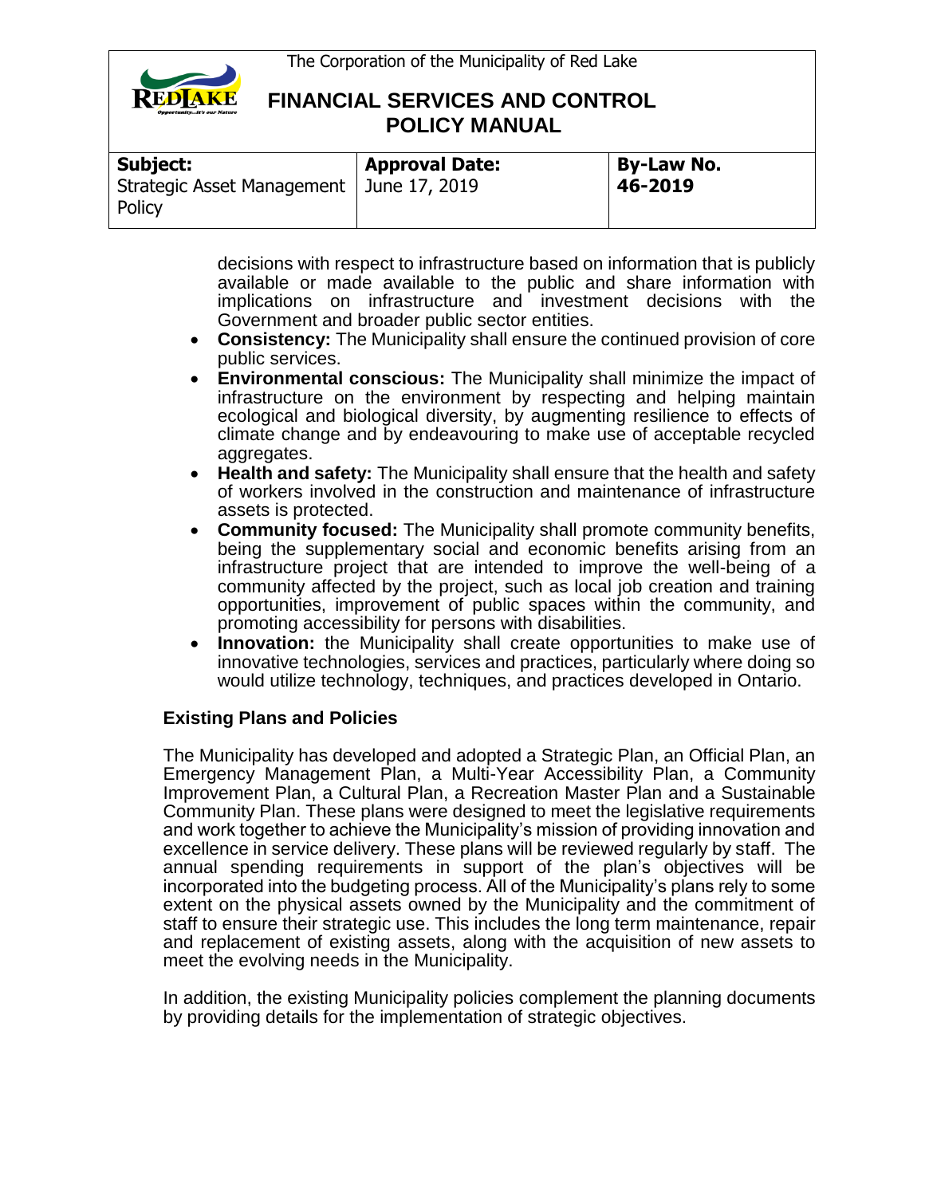decisions with respect to infrastructure based on information that is publicly available or made available to the public and share information with implications on infrastructure and investment decisions with the Government and broader public sector entities.

- **Consistency:** The Municipality shall ensure the continued provision of core public services.
- **Environmental conscious:** The Municipality shall minimize the impact of infrastructure on the environment by respecting and helping maintain ecological and biological diversity, by augmenting resilience to effects of climate change and by endeavouring to make use of acceptable recycled aggregates.
- **Health and safety:** The Municipality shall ensure that the health and safety of workers involved in the construction and maintenance of infrastructure assets is protected.
- **Community focused:** The Municipality shall promote community benefits, being the supplementary social and economic benefits arising from an infrastructure project that are intended to improve the well-being of a community affected by the project, such as local job creation and training opportunities, improvement of public spaces within the community, and promoting accessibility for persons with disabilities.
- **Innovation:** the Municipality shall create opportunities to make use of innovative technologies, services and practices, particularly where doing so would utilize technology, techniques, and practices developed in Ontario.

## Existing Plans and Policies

The Municipality has developed and adopted a Strategic Plan, an Official Plan, an Emergency Management Plan, a Multi-Year Accessibility Plan, a Community Improvement Plan, a Cultural Plan, a Recreation Master Plan and a Sustainable Community Plan. These plans were designed to meet the legislative requirements and work together to achieve the Municipality's mission of providing innovation and excellence in service delivery. These plans will be reviewed regularly by staff. The annual spending requirements in support of the plan's objectives will be incorporated into the budgeting process. All of the Municipality's plans rely to some extent on the physical assets owned by the Municipality and the commitment of staff to ensure their strategic use. This includes the long term maintenance, repair and replacement of existing assets, along with the acquisition of new assets to meet the evolving needs in the Municipality.

In addition, the existing Municipality policies complement the planning documents by providing details for the implementation of strategic objectives.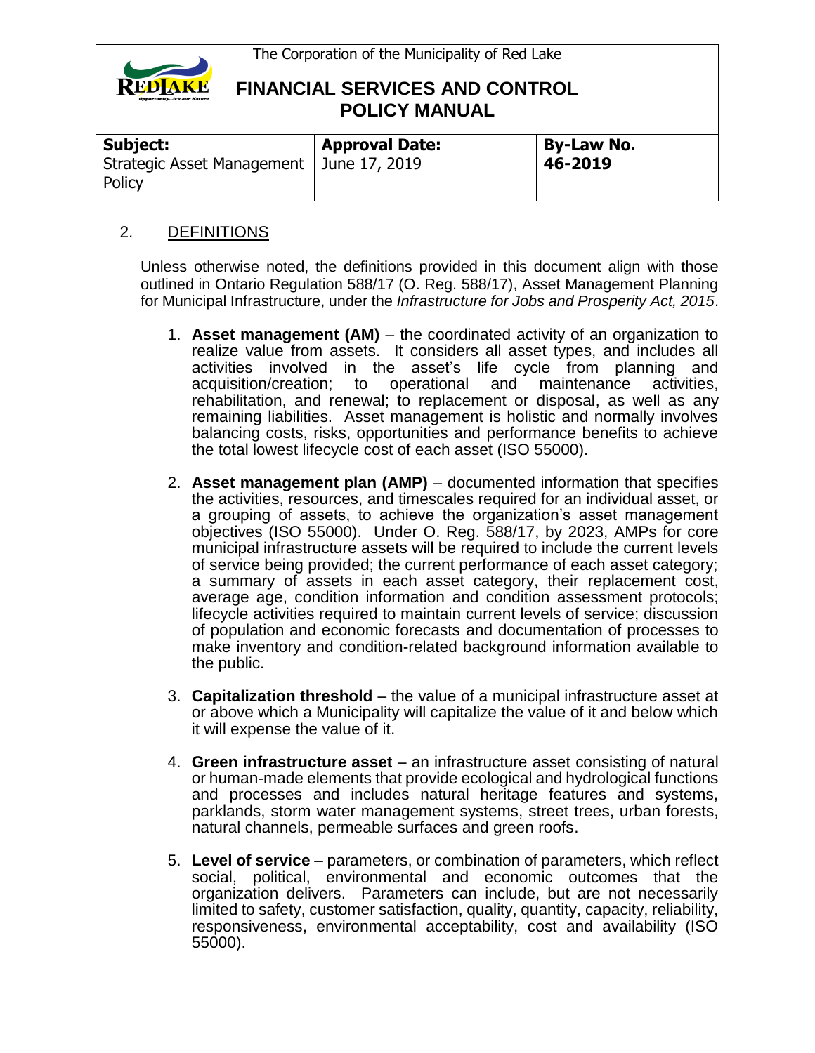## 2. DEFINITIONS

Unless otherwise noted, the definitions provided in this document align with those outlined in Ontario Regulation 588/17 (O. Reg. 588/17), Asset Management Planning for Municipal Infrastructure, under the *Infrastructure for Jobs and Prosperity Act, 2015*.

1. **Asset management (AM)** – the coordinated activity of an organization to realize value from assets. It considers all asset types, and includes all activities involved in the asset's life cycle from planning and acquisition/creation; to operational and maintenance activities, rehabilitation, and renewal; to replacement or disposal, as well as any remaining liabilities. Asset management is holistic and normally involves balancing costs, risks, opportunities and performance benefits to achieve the total lowest lifecycle cost of each asset (ISO 55000).

2. **Asset management plan (AMP)** – documented information that specifies the activities, resources, and timescales required for an individual asset, or a grouping of assets, to achieve the organization's asset management objectives (ISO 55000). Under O. Reg. 588/17, by 2023, AMPs for core municipal infrastructure assets will be required to include the current levels of service being provided; the current performance of each asset category; a summary of assets in each asset category, their replacement cost, average age, condition information and condition assessment protocols; lifecycle activities required to maintain current levels of service; discussion of population and economic forecasts and documentation of processes to make inventory and condition-related background information available to the public.

3. **Capitalization threshold** – the value of a municipal infrastructure asset at or above which a Municipality will capitalize the value of it and below which it will expense the value of it.

4. **Green infrastructure asset** – an infrastructure asset consisting of natural or human-made elements that provide ecological and hydrological functions and processes and includes natural heritage features and systems, parklands, storm water management systems, street trees, urban forests, natural channels, permeable surfaces and green roofs.

5. **Level of service** – parameters, or combination of parameters, which reflect social, political, environmental and economic outcomes that the organization delivers. Parameters can include, but are not necessarily limited to safety, customer satisfaction, quality, quantity, capacity, reliability, responsiveness, environmental acceptability, cost and availability (ISO 55000).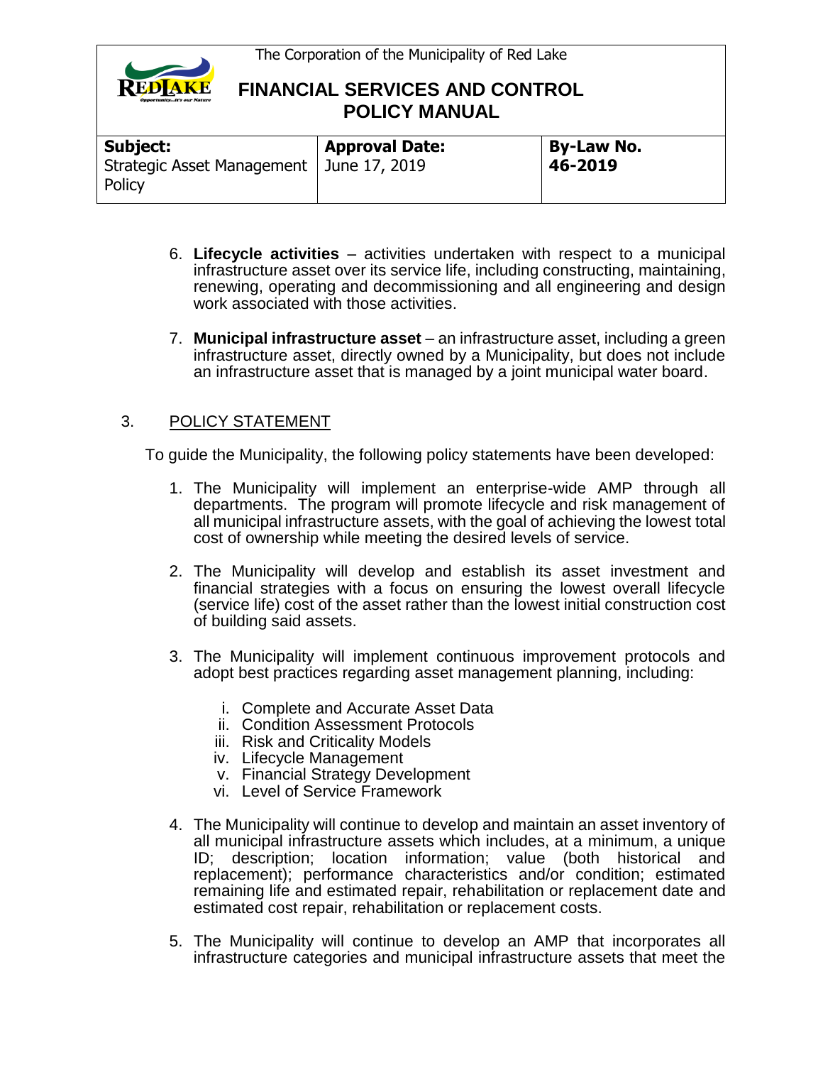6. **Lifecycle activities** – activities undertaken with respect to a municipal infrastructure asset over its service life, including constructing, maintaining, renewing, operating and decommissioning and all engineering and design work associated with those activities.

7. **Municipal infrastructure asset** – an infrastructure asset, including a green infrastructure asset, directly owned by a Municipality, but does not include an infrastructure asset that is managed by a joint municipal water board.

## 3. POLICY STATEMENT

To guide the Municipality, the following policy statements have been developed:

1. The Municipality will implement an enterprise-wide AMP through all departments. The program will promote lifecycle and risk management of all municipal infrastructure assets, with the goal of achieving the lowest total cost of ownership while meeting the desired levels of service.

2. The Municipality will develop and establish its asset investment and financial strategies with a focus on ensuring the lowest overall lifecycle (service life) cost of the asset rather than the lowest initial construction cost of building said assets.

3. The Municipality will implement continuous improvement protocols and adopt best practices regarding asset management planning, including:

   i. Complete and Accurate Asset Data
   ii. Condition Assessment Protocols
   iii. Risk and Criticality Models
   iv. Lifecycle Management
   v. Financial Strategy Development
   vi. Level of Service Framework

4. The Municipality will continue to develop and maintain an asset inventory of all municipal infrastructure assets which includes, at a minimum, a unique ID; description; location information; value (both historical and replacement); performance characteristics and/or condition; estimated remaining life and estimated repair, rehabilitation or replacement date and estimated cost repair, rehabilitation or replacement costs.

5. The Municipality will continue to develop an AMP that incorporates all infrastructure categories and municipal infrastructure assets that meet the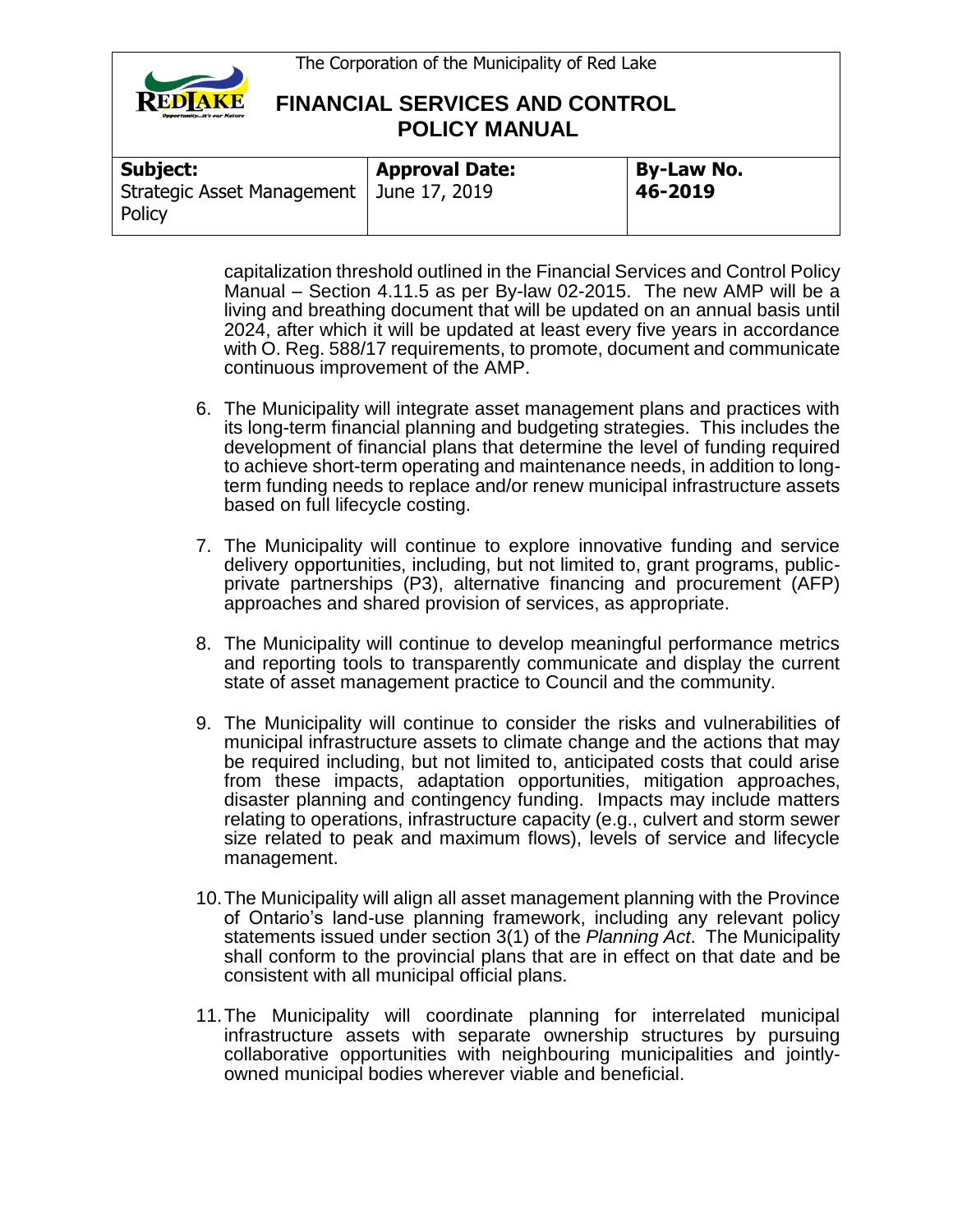capitalization threshold outlined in the Financial Services and Control Policy Manual – Section 4.11.5 as per By-law 02-2015. The new AMP will be a living and breathing document that will be updated on an annual basis until 2024, after which it will be updated at least every five years in accordance with O. Reg. 588/17 requirements, to promote, document and communicate continuous improvement of the AMP.

6. The Municipality will integrate asset management plans and practices with its long-term financial planning and budgeting strategies. This includes the development of financial plans that determine the level of funding required to achieve short-term operating and maintenance needs, in addition to long-term funding needs to replace and/or renew municipal infrastructure assets based on full lifecycle costing.

7. The Municipality will continue to explore innovative funding and service delivery opportunities, including, but not limited to, grant programs, public-private partnerships (P3), alternative financing and procurement (AFP) approaches and shared provision of services, as appropriate.

8. The Municipality will continue to develop meaningful performance metrics and reporting tools to transparently communicate and display the current state of asset management practice to Council and the community.

9. The Municipality will continue to consider the risks and vulnerabilities of municipal infrastructure assets to climate change and the actions that may be required including, but not limited to, anticipated costs that could arise from these impacts, adaptation opportunities, mitigation approaches, disaster planning and contingency funding. Impacts may include matters relating to operations, infrastructure capacity (e.g., culvert and storm sewer size related to peak and maximum flows), levels of service and lifecycle management.

10. The Municipality will align all asset management planning with the Province of Ontario's land-use planning framework, including any relevant policy statements issued under section 3(1) of the *Planning Act*. The Municipality shall conform to the provincial plans that are in effect on that date and be consistent with all municipal official plans.

11. The Municipality will coordinate planning for interrelated municipal infrastructure assets with separate ownership structures by pursuing collaborative opportunities with neighbouring municipalities and jointly-owned municipal bodies wherever viable and beneficial.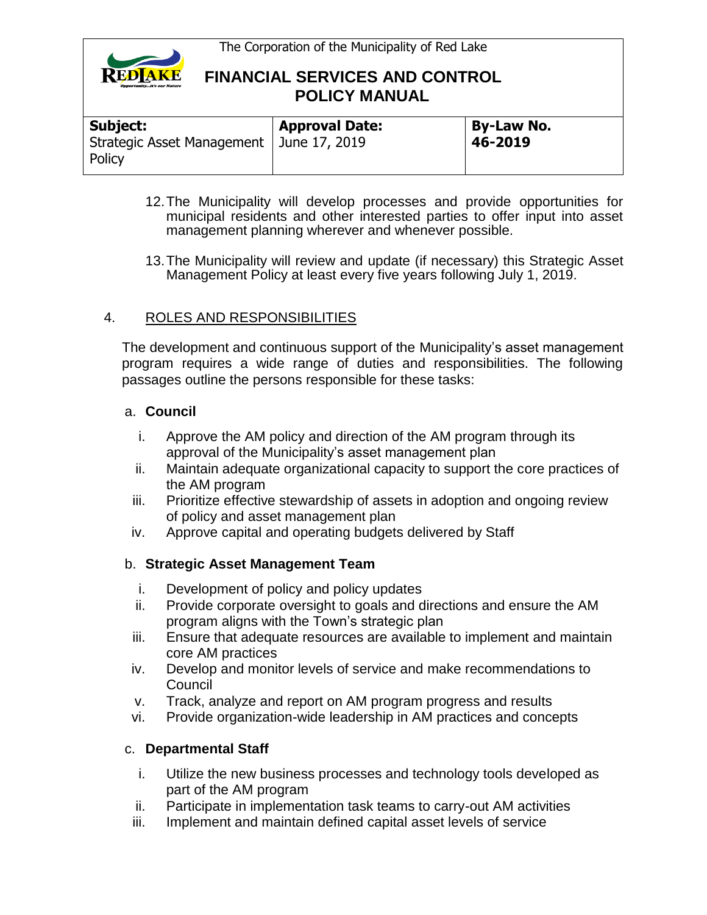12. The Municipality will develop processes and provide opportunities for municipal residents and other interested parties to offer input into asset management planning wherever and whenever possible.

13. The Municipality will review and update (if necessary) this Strategic Asset Management Policy at least every five years following July 1, 2019.

## 4. ROLES AND RESPONSIBILITIES

The development and continuous support of the Municipality's asset management program requires a wide range of duties and responsibilities. The following passages outline the persons responsible for these tasks:

### a. Council

i. Approve the AM policy and direction of the AM program through its approval of the Municipality's asset management plan
ii. Maintain adequate organizational capacity to support the core practices of the AM program
iii. Prioritize effective stewardship of assets in adoption and ongoing review of policy and asset management plan
iv. Approve capital and operating budgets delivered by Staff

### b. Strategic Asset Management Team

i. Development of policy and policy updates
ii. Provide corporate oversight to goals and directions and ensure the AM program aligns with the Town's strategic plan
iii. Ensure that adequate resources are available to implement and maintain core AM practices
iv. Develop and monitor levels of service and make recommendations to Council
v. Track, analyze and report on AM program progress and results
vi. Provide organization-wide leadership in AM practices and concepts

### c. Departmental Staff

i. Utilize the new business processes and technology tools developed as part of the AM program
ii. Participate in implementation task teams to carry-out AM activities
iii. Implement and maintain defined capital asset levels of service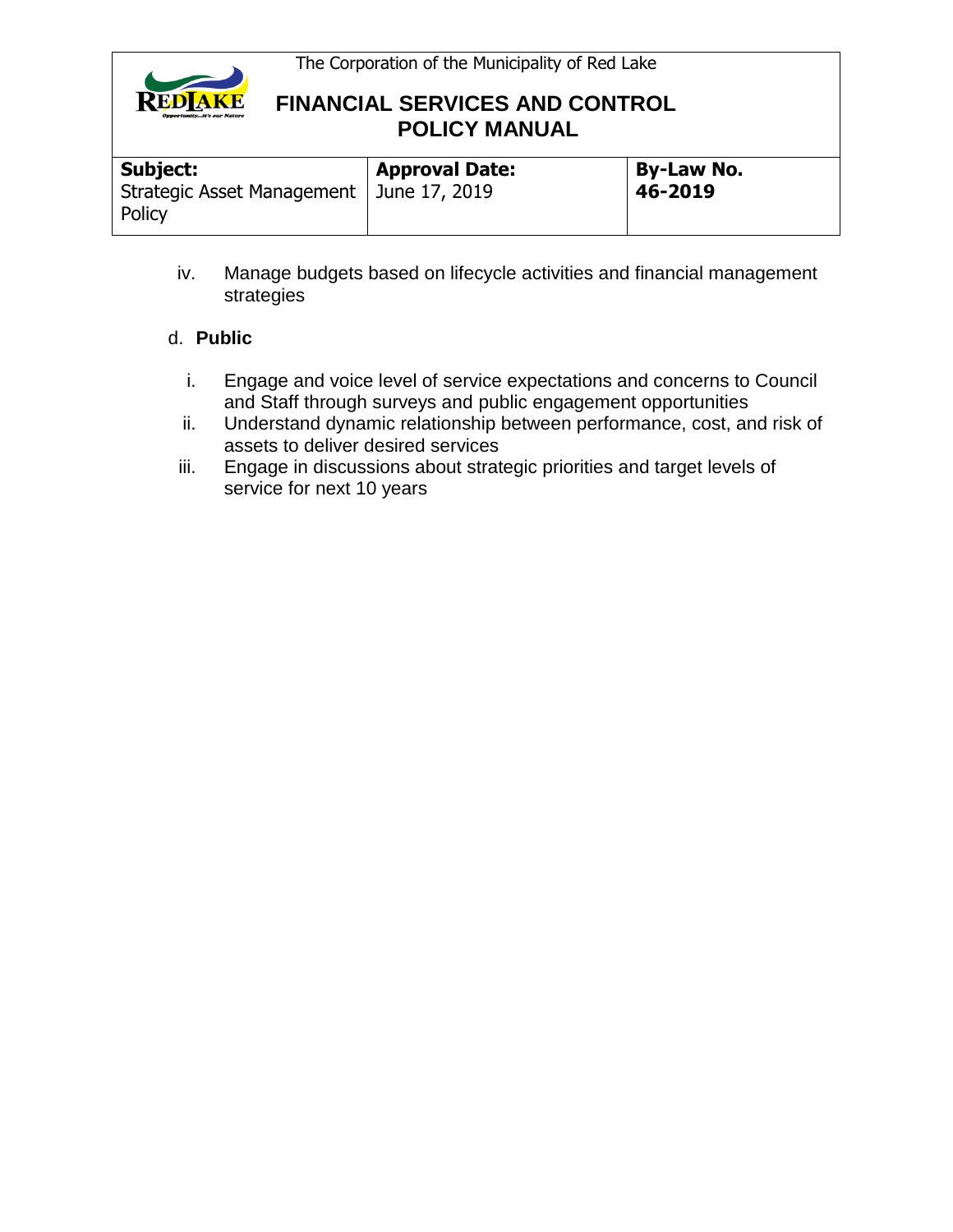iv. Manage budgets based on lifecycle activities and financial management strategies

d. **Public**

i. Engage and voice level of service expectations and concerns to Council and Staff through surveys and public engagement opportunities
ii. Understand dynamic relationship between performance, cost, and risk of assets to deliver desired services
iii. Engage in discussions about strategic priorities and target levels of service for next 10 years